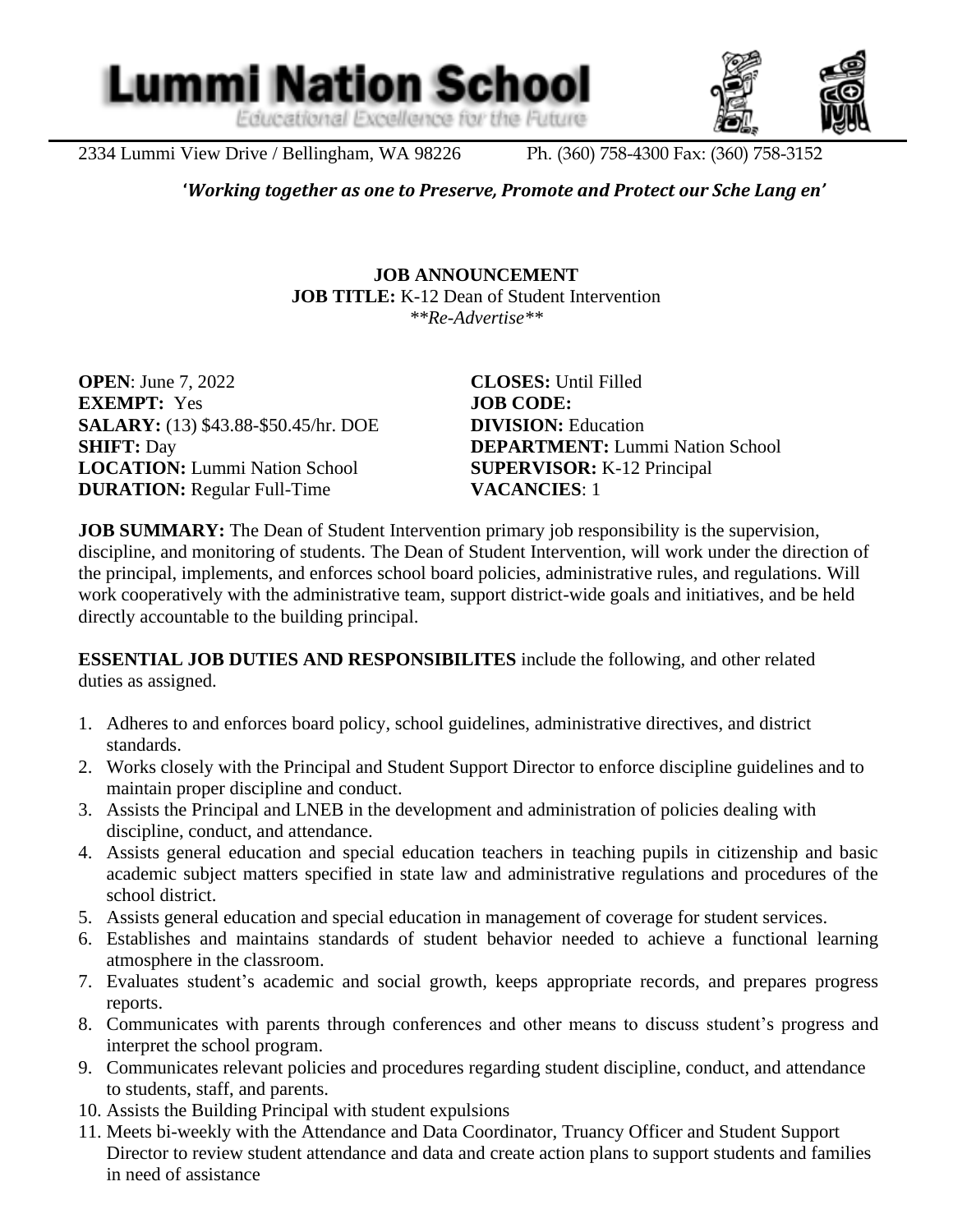# Lummi Nation School

*Educational Excellence for the Future*

2334 Lummi View Drive / Bellingham, WA 98226 Ph. (360) 758-4300 Fax: (360) 758-3152

***'Working together as one to Preserve, Promote and Protect our Sche Lang en'***

**JOB ANNOUNCEMENT**

**JOB TITLE:** K-12 Dean of Student Intervention

*\*\*Re-Advertise\*\**

**OPEN**: June 7, 2022
**EXEMPT:** Yes
**SALARY:** (13) $43.88-$50.45/hr. DOE
**SHIFT:** Day
**LOCATION:** Lummi Nation School
**DURATION:** Regular Full-Time

**CLOSES:** Until Filled
**JOB CODE:**
**DIVISION:** Education
**DEPARTMENT:** Lummi Nation School
**SUPERVISOR:** K-12 Principal
**VACANCIES**: 1

**JOB SUMMARY:** The Dean of Student Intervention primary job responsibility is the supervision, discipline, and monitoring of students. The Dean of Student Intervention, will work under the direction of the principal, implements, and enforces school board policies, administrative rules, and regulations. Will work cooperatively with the administrative team, support district-wide goals and initiatives, and be held directly accountable to the building principal.

**ESSENTIAL JOB DUTIES AND RESPONSIBILITES** include the following, and other related duties as assigned.

1. Adheres to and enforces board policy, school guidelines, administrative directives, and district standards.
2. Works closely with the Principal and Student Support Director to enforce discipline guidelines and to maintain proper discipline and conduct.
3. Assists the Principal and LNEB in the development and administration of policies dealing with discipline, conduct, and attendance.
4. Assists general education and special education teachers in teaching pupils in citizenship and basic academic subject matters specified in state law and administrative regulations and procedures of the school district.
5. Assists general education and special education in management of coverage for student services.
6. Establishes and maintains standards of student behavior needed to achieve a functional learning atmosphere in the classroom.
7. Evaluates student's academic and social growth, keeps appropriate records, and prepares progress reports.
8. Communicates with parents through conferences and other means to discuss student's progress and interpret the school program.
9. Communicates relevant policies and procedures regarding student discipline, conduct, and attendance to students, staff, and parents.
10. Assists the Building Principal with student expulsions
11. Meets bi-weekly with the Attendance and Data Coordinator, Truancy Officer and Student Support Director to review student attendance and data and create action plans to support students and families in need of assistance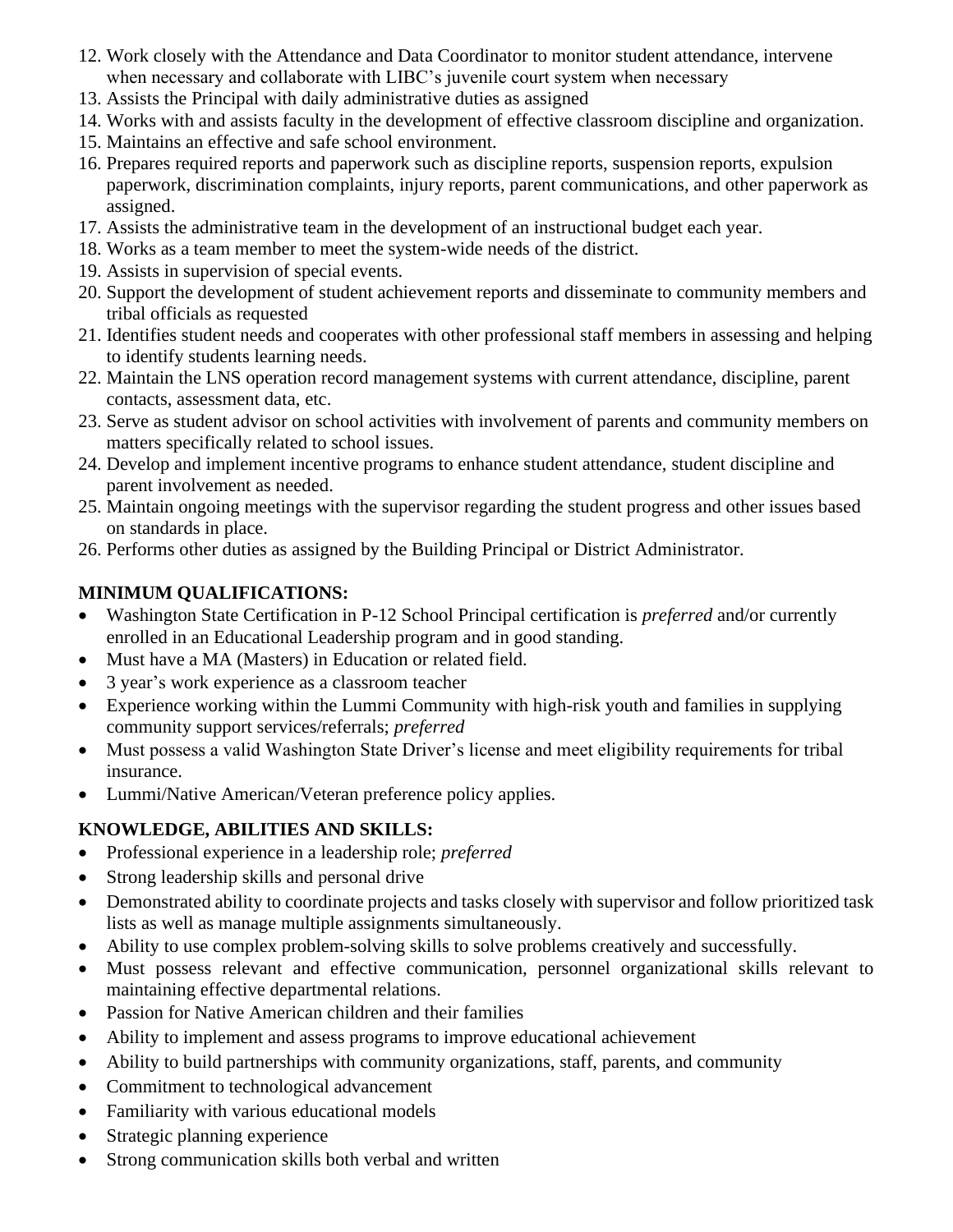12. Work closely with the Attendance and Data Coordinator to monitor student attendance, intervene when necessary and collaborate with LIBC's juvenile court system when necessary
13. Assists the Principal with daily administrative duties as assigned
14. Works with and assists faculty in the development of effective classroom discipline and organization.
15. Maintains an effective and safe school environment.
16. Prepares required reports and paperwork such as discipline reports, suspension reports, expulsion paperwork, discrimination complaints, injury reports, parent communications, and other paperwork as assigned.
17. Assists the administrative team in the development of an instructional budget each year.
18. Works as a team member to meet the system-wide needs of the district.
19. Assists in supervision of special events.
20. Support the development of student achievement reports and disseminate to community members and tribal officials as requested
21. Identifies student needs and cooperates with other professional staff members in assessing and helping to identify students learning needs.
22. Maintain the LNS operation record management systems with current attendance, discipline, parent contacts, assessment data, etc.
23. Serve as student advisor on school activities with involvement of parents and community members on matters specifically related to school issues.
24. Develop and implement incentive programs to enhance student attendance, student discipline and parent involvement as needed.
25. Maintain ongoing meetings with the supervisor regarding the student progress and other issues based on standards in place.
26. Performs other duties as assigned by the Building Principal or District Administrator.

**MINIMUM QUALIFICATIONS:**

- Washington State Certification in P-12 School Principal certification is *preferred* and/or currently enrolled in an Educational Leadership program and in good standing.
- Must have a MA (Masters) in Education or related field.
- 3 year's work experience as a classroom teacher
- Experience working within the Lummi Community with high-risk youth and families in supplying community support services/referrals; *preferred*
- Must possess a valid Washington State Driver's license and meet eligibility requirements for tribal insurance.
- Lummi/Native American/Veteran preference policy applies.

**KNOWLEDGE, ABILITIES AND SKILLS:**

- Professional experience in a leadership role; *preferred*
- Strong leadership skills and personal drive
- Demonstrated ability to coordinate projects and tasks closely with supervisor and follow prioritized task lists as well as manage multiple assignments simultaneously.
- Ability to use complex problem-solving skills to solve problems creatively and successfully.
- Must possess relevant and effective communication, personnel organizational skills relevant to maintaining effective departmental relations.
- Passion for Native American children and their families
- Ability to implement and assess programs to improve educational achievement
- Ability to build partnerships with community organizations, staff, parents, and community
- Commitment to technological advancement
- Familiarity with various educational models
- Strategic planning experience
- Strong communication skills both verbal and written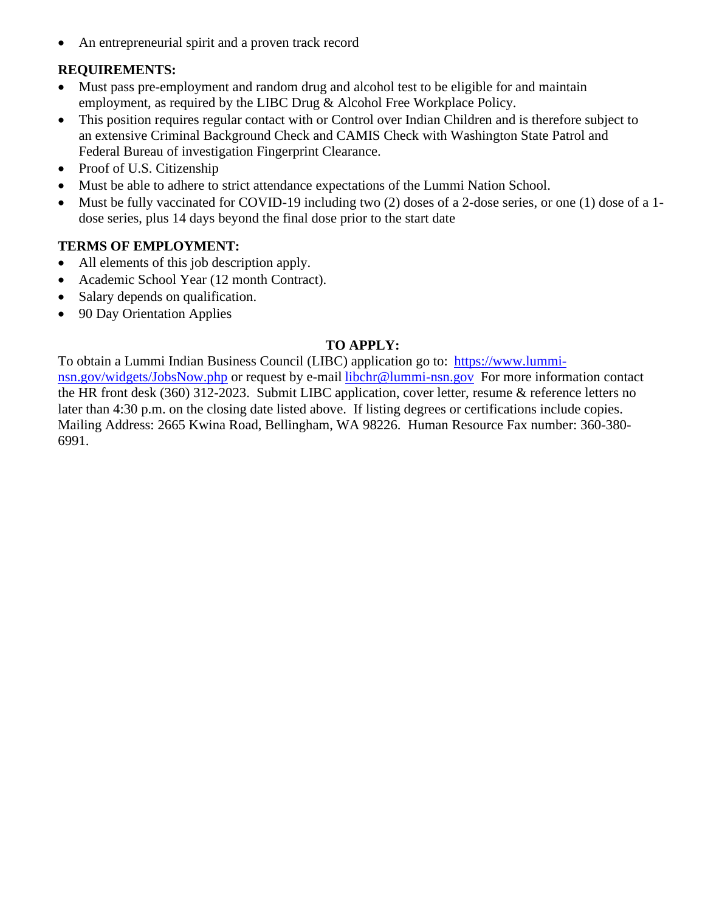- An entrepreneurial spirit and a proven track record

**REQUIREMENTS:**

- Must pass pre-employment and random drug and alcohol test to be eligible for and maintain employment, as required by the LIBC Drug & Alcohol Free Workplace Policy.
- This position requires regular contact with or Control over Indian Children and is therefore subject to an extensive Criminal Background Check and CAMIS Check with Washington State Patrol and Federal Bureau of investigation Fingerprint Clearance.
- Proof of U.S. Citizenship
- Must be able to adhere to strict attendance expectations of the Lummi Nation School.
- Must be fully vaccinated for COVID-19 including two (2) doses of a 2-dose series, or one (1) dose of a 1-dose series, plus 14 days beyond the final dose prior to the start date

**TERMS OF EMPLOYMENT:**

- All elements of this job description apply.
- Academic School Year (12 month Contract).
- Salary depends on qualification.
- 90 Day Orientation Applies

**TO APPLY:**

To obtain a Lummi Indian Business Council (LIBC) application go to: [https://www.lummi-nsn.gov/widgets/JobsNow.php](https://www.lummi-nsn.gov/widgets/JobsNow.php) or request by e-mail [libchr@lummi-nsn.gov](mailto:libchr@lummi-nsn.gov) For more information contact the HR front desk (360) 312-2023. Submit LIBC application, cover letter, resume & reference letters no later than 4:30 p.m. on the closing date listed above. If listing degrees or certifications include copies. Mailing Address: 2665 Kwina Road, Bellingham, WA 98226. Human Resource Fax number: 360-380-6991.